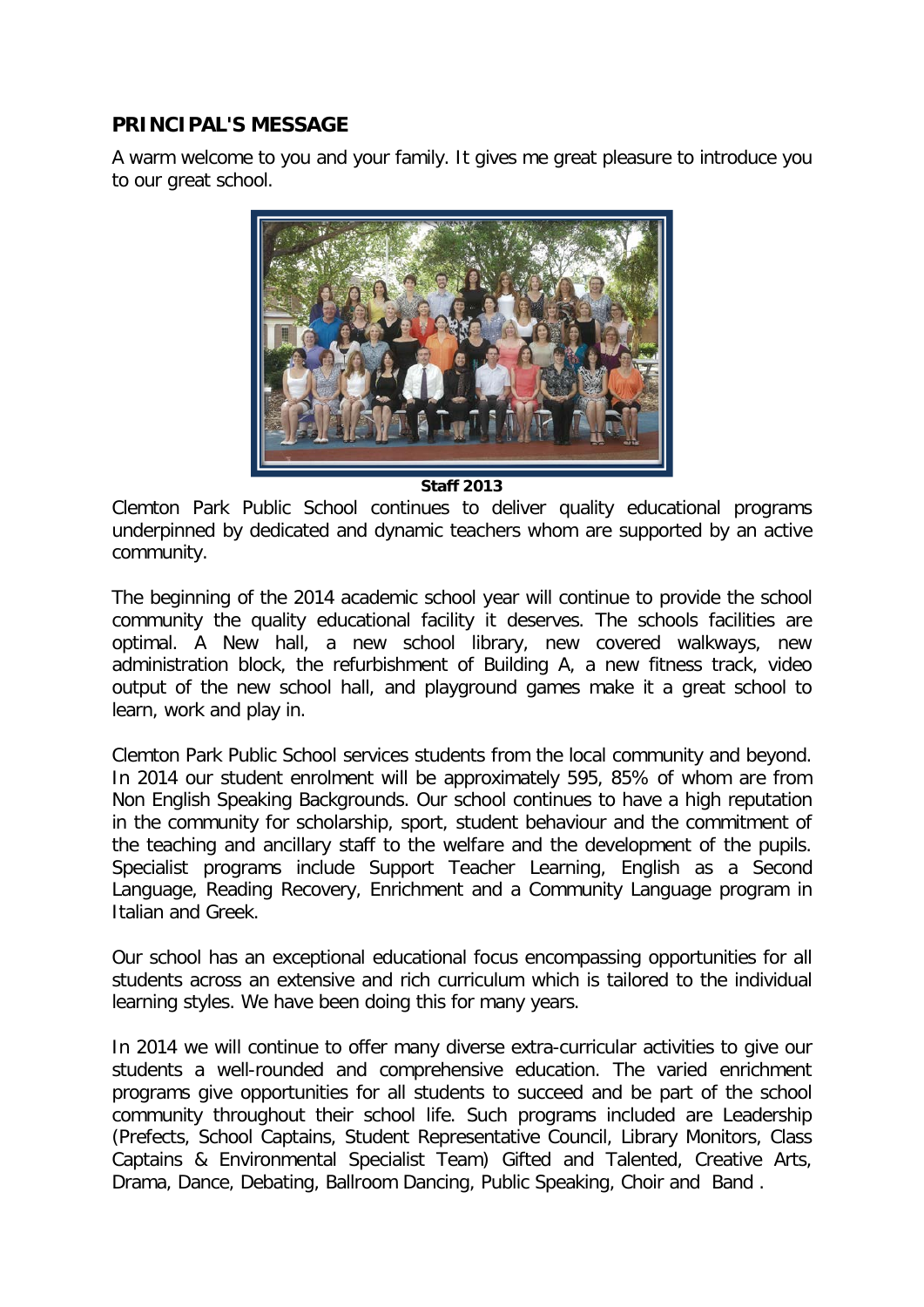## PRINCIPAL'S MESSAGE

A warm welcome to you and your family. It gives me great pleasure to introduce you to our great school.

**Staff 2013**

Clemton Park Public School continues to deliver quality educational programs underpinned by dedicated and dynamic teachers whom are supported by an active community.

The beginning of the 2014 academic school year will continue to provide the school community the quality educational facility it deserves. The schools facilities are optimal. A New hall, a new school library, new covered walkways, new administration block, the refurbishment of Building A, a new fitness track, video output of the new school hall, and playground games make it a great school to learn, work and play in.

Clemton Park Public School services students from the local community and beyond. In 2014 our student enrolment will be approximately 595, 85% of whom are from Non English Speaking Backgrounds. Our school continues to have a high reputation in the community for scholarship, sport, student behaviour and the commitment of the teaching and ancillary staff to the welfare and the development of the pupils. Specialist programs include Support Teacher Learning, English as a Second Language, Reading Recovery, Enrichment and a Community Language program in Italian and Greek.

Our school has an exceptional educational focus encompassing opportunities for all students across an extensive and rich curriculum which is tailored to the individual learning styles. We have been doing this for many years.

In 2014 we will continue to offer many diverse extra-curricular activities to give our students a well-rounded and comprehensive education. The varied enrichment programs give opportunities for all students to succeed and be part of the school community throughout their school life. Such programs included are Leadership (Prefects, School Captains, Student Representative Council, Library Monitors, Class Captains & Environmental Specialist Team) Gifted and Talented, Creative Arts, Drama, Dance, Debating, Ballroom Dancing, Public Speaking, Choir and Band .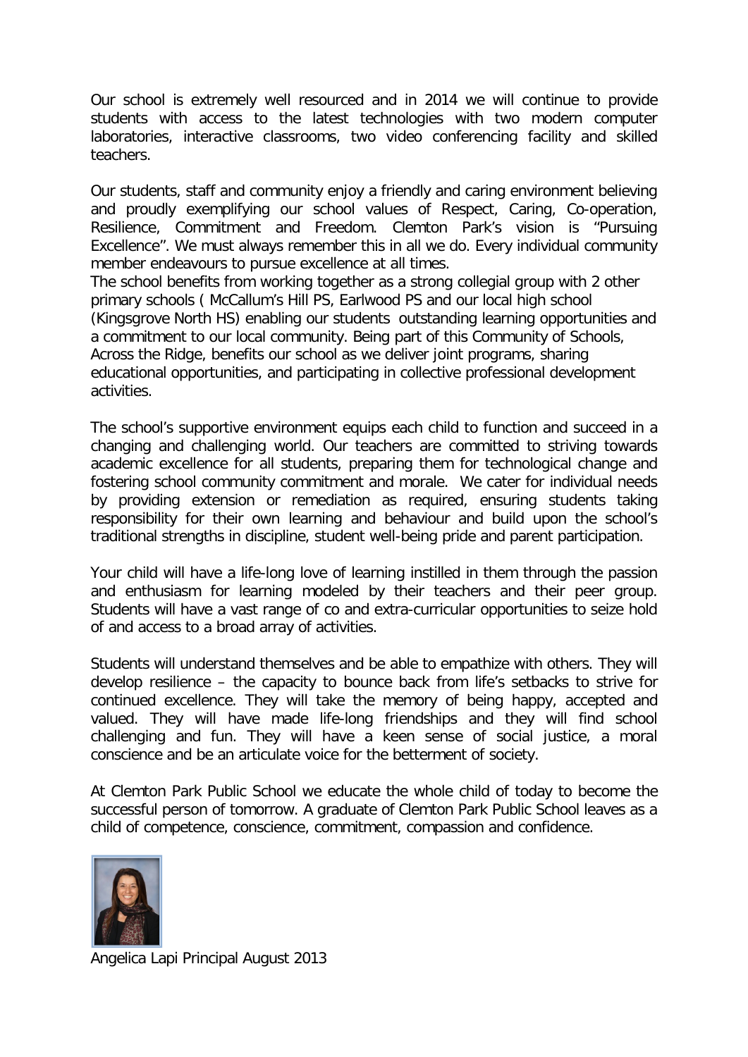Our school is extremely well resourced and in 2014 we will continue to provide students with access to the latest technologies with two modern computer laboratories, interactive classrooms, two video conferencing facility and skilled teachers.

Our students, staff and community enjoy a friendly and caring environment believing and proudly exemplifying our school values of Respect, Caring, Co-operation, Resilience, Commitment and Freedom. Clemton Park's vision is "Pursuing Excellence". We must always remember this in all we do. Every individual community member endeavours to pursue excellence at all times.
The school benefits from working together as a strong collegial group with 2 other primary schools ( McCallum's Hill PS, Earlwood PS and our local high school (Kingsgrove North HS) enabling our students outstanding learning opportunities and a commitment to our local community. Being part of this Community of Schools, Across the Ridge, benefits our school as we deliver joint programs, sharing educational opportunities, and participating in collective professional development activities.

The school's supportive environment equips each child to function and succeed in a changing and challenging world. Our teachers are committed to striving towards academic excellence for all students, preparing them for technological change and fostering school community commitment and morale. We cater for individual needs by providing extension or remediation as required, ensuring students taking responsibility for their own learning and behaviour and build upon the school's traditional strengths in discipline, student well-being pride and parent participation.

Your child will have a life-long love of learning instilled in them through the passion and enthusiasm for learning modeled by their teachers and their peer group. Students will have a vast range of co and extra-curricular opportunities to seize hold of and access to a broad array of activities.

Students will understand themselves and be able to empathize with others. They will develop resilience – the capacity to bounce back from life's setbacks to strive for continued excellence. They will take the memory of being happy, accepted and valued. They will have made life-long friendships and they will find school challenging and fun. They will have a keen sense of social justice, a moral conscience and be an articulate voice for the betterment of society.

At Clemton Park Public School we educate the whole child of today to become the successful person of tomorrow. A graduate of Clemton Park Public School leaves as a child of competence, conscience, commitment, compassion and confidence.

Angelica Lapi Principal August 2013